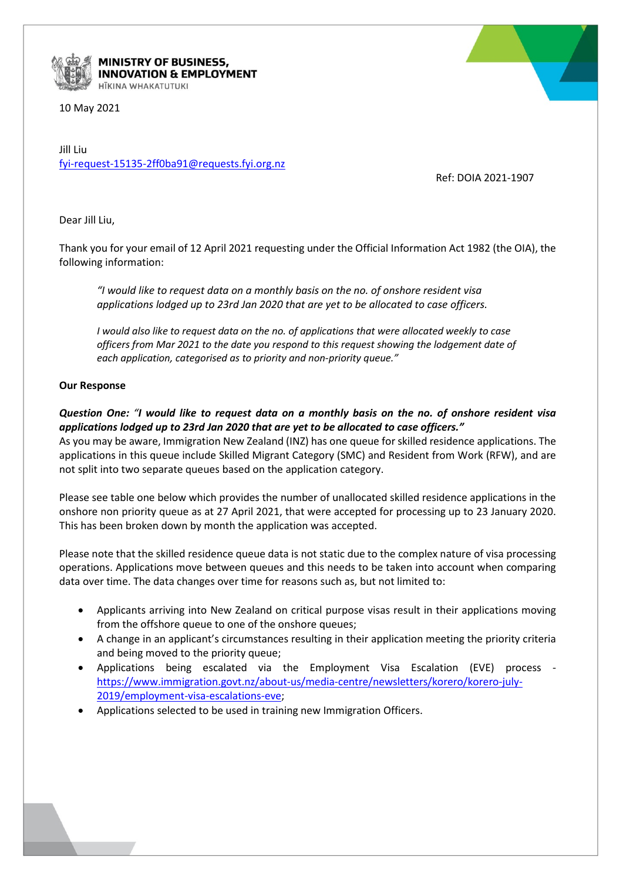**MINISTRY OF BUSINESS, INNOVATION & EMPLOYMENT**
HĪKINA WHAKATUTUKI

10 May 2021

Jill Liu
fyi-request-15135-2ff0ba91@requests.fyi.org.nz

Ref: DOIA 2021-1907

Dear Jill Liu,

Thank you for your email of 12 April 2021 requesting under the Official Information Act 1982 (the OIA), the following information:

> *"I would like to request data on a monthly basis on the no. of onshore resident visa applications lodged up to 23rd Jan 2020 that are yet to be allocated to case officers.*
>
> *I would also like to request data on the no. of applications that were allocated weekly to case officers from Mar 2021 to the date you respond to this request showing the lodgement date of each application, categorised as to priority and non-priority queue."*

**Our Response**

***Question One: "I would like to request data on a monthly basis on the no. of onshore resident visa applications lodged up to 23rd Jan 2020 that are yet to be allocated to case officers."***

As you may be aware, Immigration New Zealand (INZ) has one queue for skilled residence applications. The applications in this queue include Skilled Migrant Category (SMC) and Resident from Work (RFW), and are not split into two separate queues based on the application category.

Please see table one below which provides the number of unallocated skilled residence applications in the onshore non priority queue as at 27 April 2021, that were accepted for processing up to 23 January 2020. This has been broken down by month the application was accepted.

Please note that the skilled residence queue data is not static due to the complex nature of visa processing operations. Applications move between queues and this needs to be taken into account when comparing data over time. The data changes over time for reasons such as, but not limited to:

- Applicants arriving into New Zealand on critical purpose visas result in their applications moving from the offshore queue to one of the onshore queues;
- A change in an applicant's circumstances resulting in their application meeting the priority criteria and being moved to the priority queue;
- Applications being escalated via the Employment Visa Escalation (EVE) process - https://www.immigration.govt.nz/about-us/media-centre/newsletters/korero/korero-july-2019/employment-visa-escalations-eve;
- Applications selected to be used in training new Immigration Officers.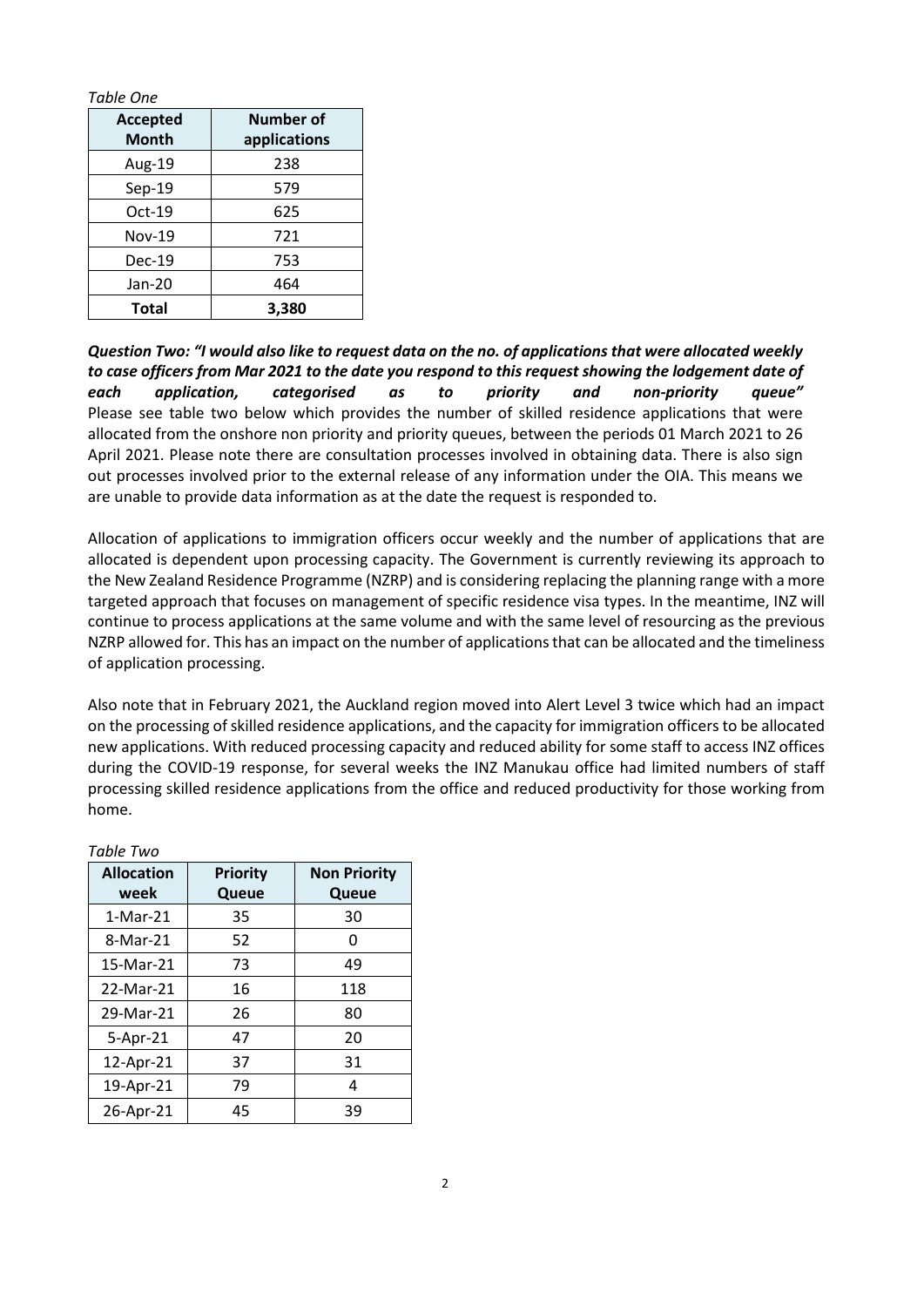*Table One*

| Accepted Month | Number of applications |
|---|---|
| Aug-19 | 238 |
| Sep-19 | 579 |
| Oct-19 | 625 |
| Nov-19 | 721 |
| Dec-19 | 753 |
| Jan-20 | 464 |
| **Total** | **3,380** |

***Question Two: "I would also like to request data on the no. of applications that were allocated weekly to case officers from Mar 2021 to the date you respond to this request showing the lodgement date of each application, categorised as to priority and non-priority queue"***
Please see table two below which provides the number of skilled residence applications that were allocated from the onshore non priority and priority queues, between the periods 01 March 2021 to 26 April 2021. Please note there are consultation processes involved in obtaining data. There is also sign out processes involved prior to the external release of any information under the OIA. This means we are unable to provide data information as at the date the request is responded to.

Allocation of applications to immigration officers occur weekly and the number of applications that are allocated is dependent upon processing capacity. The Government is currently reviewing its approach to the New Zealand Residence Programme (NZRP) and is considering replacing the planning range with a more targeted approach that focuses on management of specific residence visa types. In the meantime, INZ will continue to process applications at the same volume and with the same level of resourcing as the previous NZRP allowed for. This has an impact on the number of applications that can be allocated and the timeliness of application processing.

Also note that in February 2021, the Auckland region moved into Alert Level 3 twice which had an impact on the processing of skilled residence applications, and the capacity for immigration officers to be allocated new applications. With reduced processing capacity and reduced ability for some staff to access INZ offices during the COVID-19 response, for several weeks the INZ Manukau office had limited numbers of staff processing skilled residence applications from the office and reduced productivity for those working from home.

*Table Two*

| Allocation week | Priority Queue | Non Priority Queue |
|---|---|---|
| 1-Mar-21 | 35 | 30 |
| 8-Mar-21 | 52 | 0 |
| 15-Mar-21 | 73 | 49 |
| 22-Mar-21 | 16 | 118 |
| 29-Mar-21 | 26 | 80 |
| 5-Apr-21 | 47 | 20 |
| 12-Apr-21 | 37 | 31 |
| 19-Apr-21 | 79 | 4 |
| 26-Apr-21 | 45 | 39 |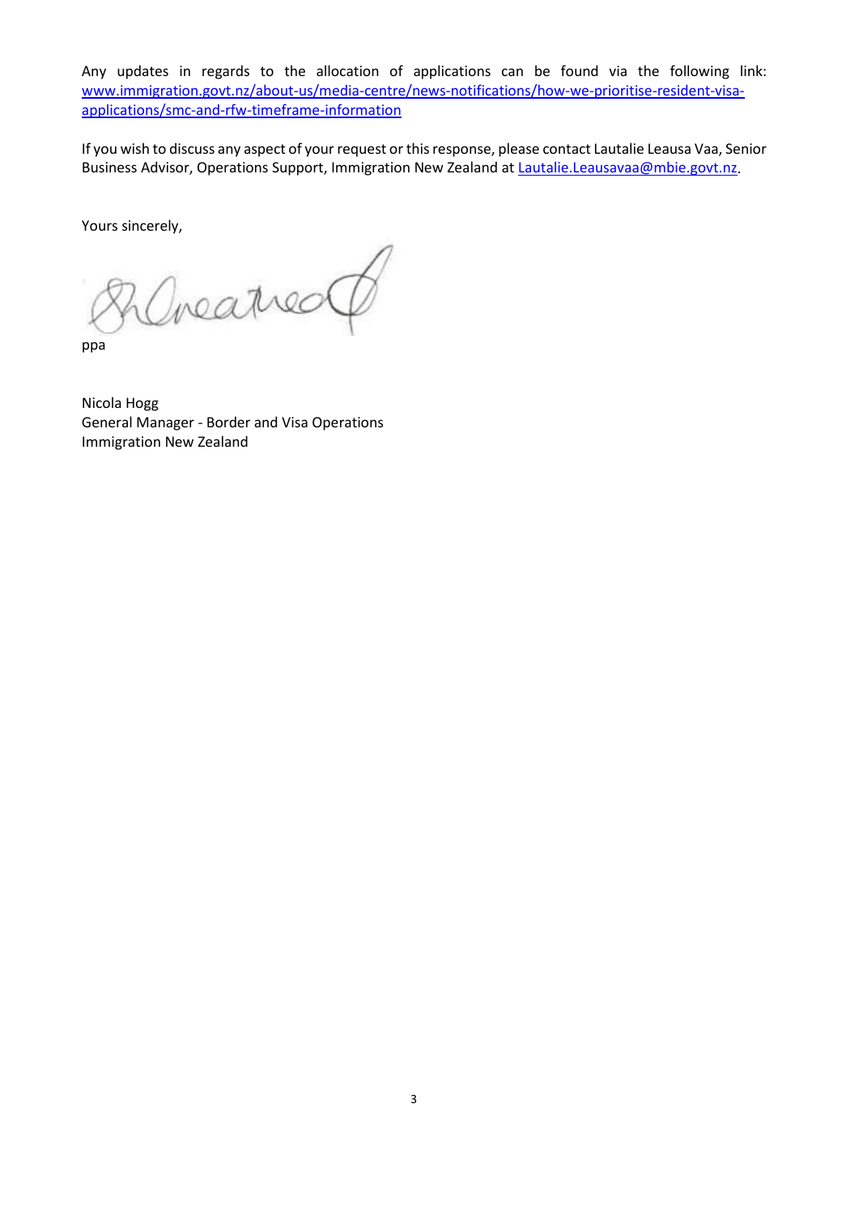Any updates in regards to the allocation of applications can be found via the following link: [www.immigration.govt.nz/about-us/media-centre/news-notifications/how-we-prioritise-resident-visa-applications/smc-and-rfw-timeframe-information](http://www.immigration.govt.nz/about-us/media-centre/news-notifications/how-we-prioritise-resident-visa-applications/smc-and-rfw-timeframe-information)

If you wish to discuss any aspect of your request or this response, please contact Lautalie Leausa Vaa, Senior Business Advisor, Operations Support, Immigration New Zealand at [Lautalie.Leausavaa@mbie.govt.nz](mailto:Lautalie.Leausavaa@mbie.govt.nz).

Yours sincerely,

ppa

Nicola Hogg
General Manager - Border and Visa Operations
Immigration New Zealand